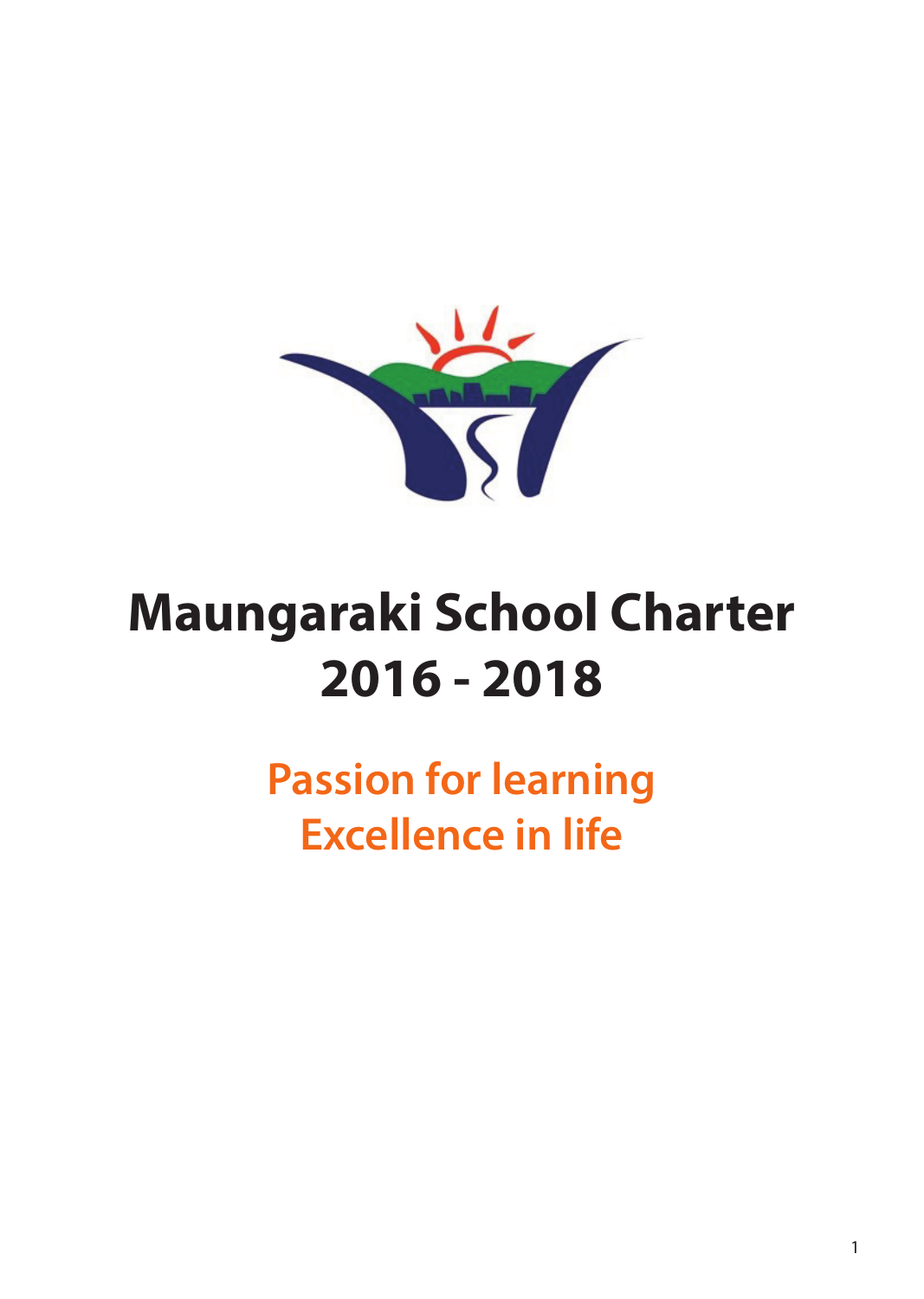# Maungaraki School Charter
# 2016 - 2018

## Passion for learning
## Excellence in life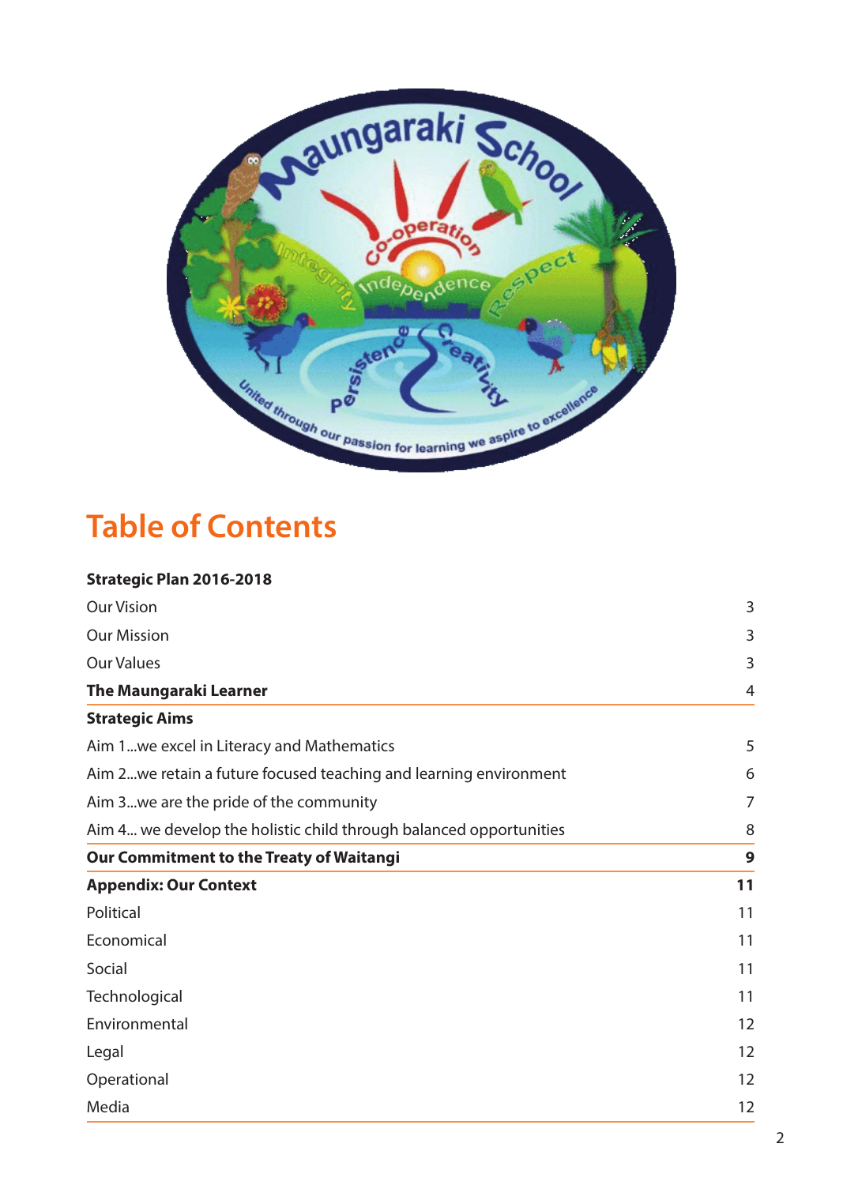# Table of Contents

| | |
|---|---|
| **Strategic Plan 2016-2018** | |
| Our Vision | 3 |
| Our Mission | 3 |
| Our Values | 3 |
| **The Maungaraki Learner** | 4 |
| **Strategic Aims** | |
| Aim 1...we excel in Literacy and Mathematics | 5 |
| Aim 2...we retain a future focused teaching and learning environment | 6 |
| Aim 3...we are the pride of the community | 7 |
| Aim 4... we develop the holistic child through balanced opportunities | 8 |
| **Our Commitment to the Treaty of Waitangi** | **9** |
| **Appendix: Our Context** | **11** |
| Political | 11 |
| Economical | 11 |
| Social | 11 |
| Technological | 11 |
| Environmental | 12 |
| Legal | 12 |
| Operational | 12 |
| Media | 12 |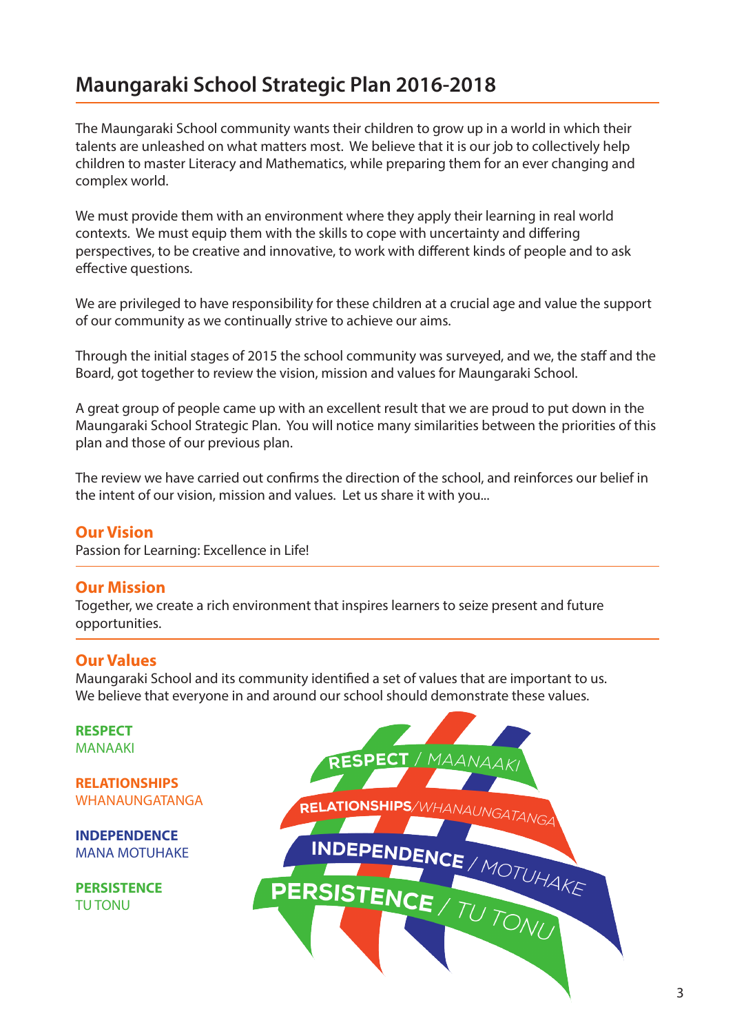# Maungaraki School Strategic Plan 2016-2018

The Maungaraki School community wants their children to grow up in a world in which their talents are unleashed on what matters most. We believe that it is our job to collectively help children to master Literacy and Mathematics, while preparing them for an ever changing and complex world.

We must provide them with an environment where they apply their learning in real world contexts. We must equip them with the skills to cope with uncertainty and differing perspectives, to be creative and innovative, to work with different kinds of people and to ask effective questions.

We are privileged to have responsibility for these children at a crucial age and value the support of our community as we continually strive to achieve our aims.

Through the initial stages of 2015 the school community was surveyed, and we, the staff and the Board, got together to review the vision, mission and values for Maungaraki School.

A great group of people came up with an excellent result that we are proud to put down in the Maungaraki School Strategic Plan. You will notice many similarities between the priorities of this plan and those of our previous plan.

The review we have carried out confirms the direction of the school, and reinforces our belief in the intent of our vision, mission and values. Let us share it with you...

## Our Vision

Passion for Learning: Excellence in Life!

## Our Mission

Together, we create a rich environment that inspires learners to seize present and future opportunities.

## Our Values

Maungaraki School and its community identified a set of values that are important to us. We believe that everyone in and around our school should demonstrate these values.

**RESPECT**
MANAAKI

**RELATIONSHIPS**
WHANAUNGATANGA

**INDEPENDENCE**
MANA MOTUHAKE

**PERSISTENCE**
TU TONU

RESPECT / MAANAAKI
RELATIONSHIPS/WHANAUNGATANGA
INDEPENDENCE / MOTUHAKE
PERSISTENCE / TU TONU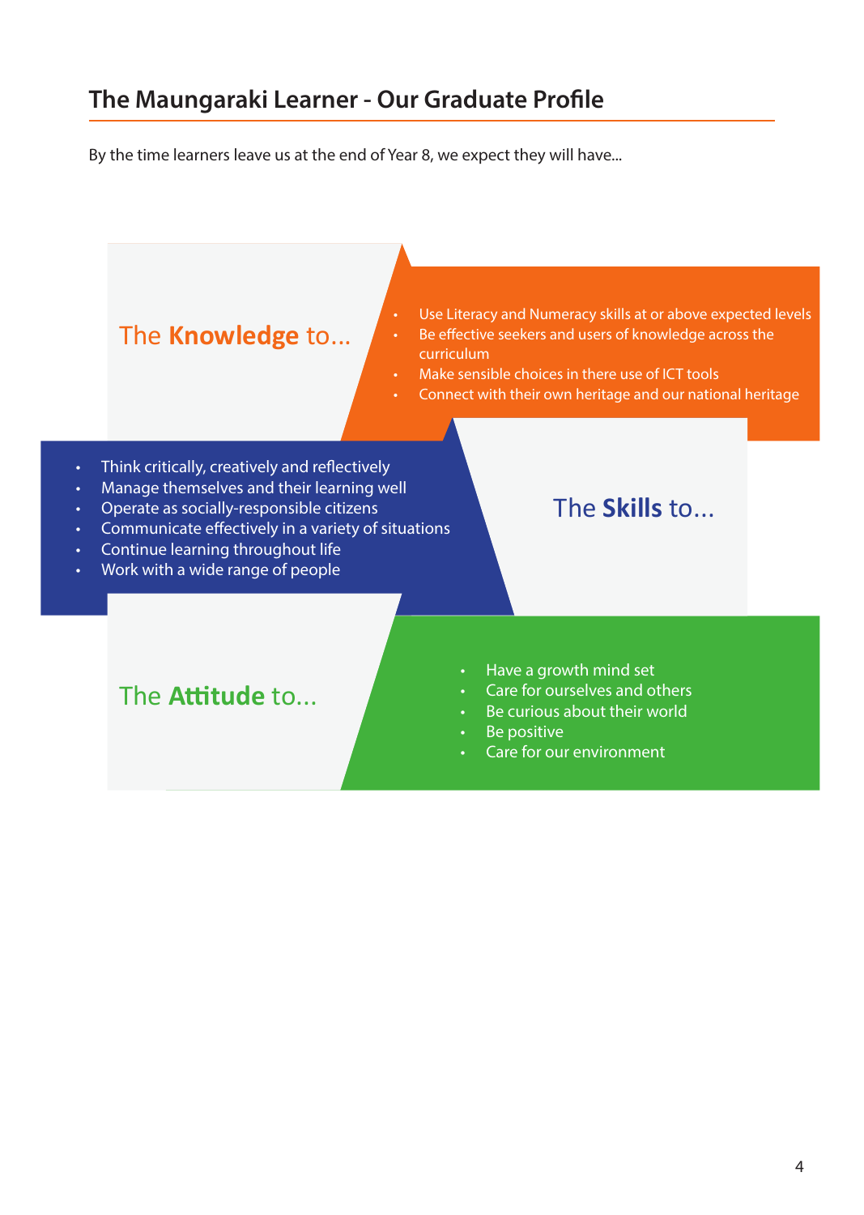## The Maungaraki Learner - Our Graduate Profile

By the time learners leave us at the end of Year 8, we expect they will have...

### The **Knowledge** to...

- Use Literacy and Numeracy skills at or above expected levels
- Be effective seekers and users of knowledge across the curriculum
- Make sensible choices in there use of ICT tools
- Connect with their own heritage and our national heritage

### The **Skills** to...

- Think critically, creatively and reflectively
- Manage themselves and their learning well
- Operate as socially-responsible citizens
- Communicate effectively in a variety of situations
- Continue learning throughout life
- Work with a wide range of people

### The **Attitude** to...

- Have a growth mind set
- Care for ourselves and others
- Be curious about their world
- Be positive
- Care for our environment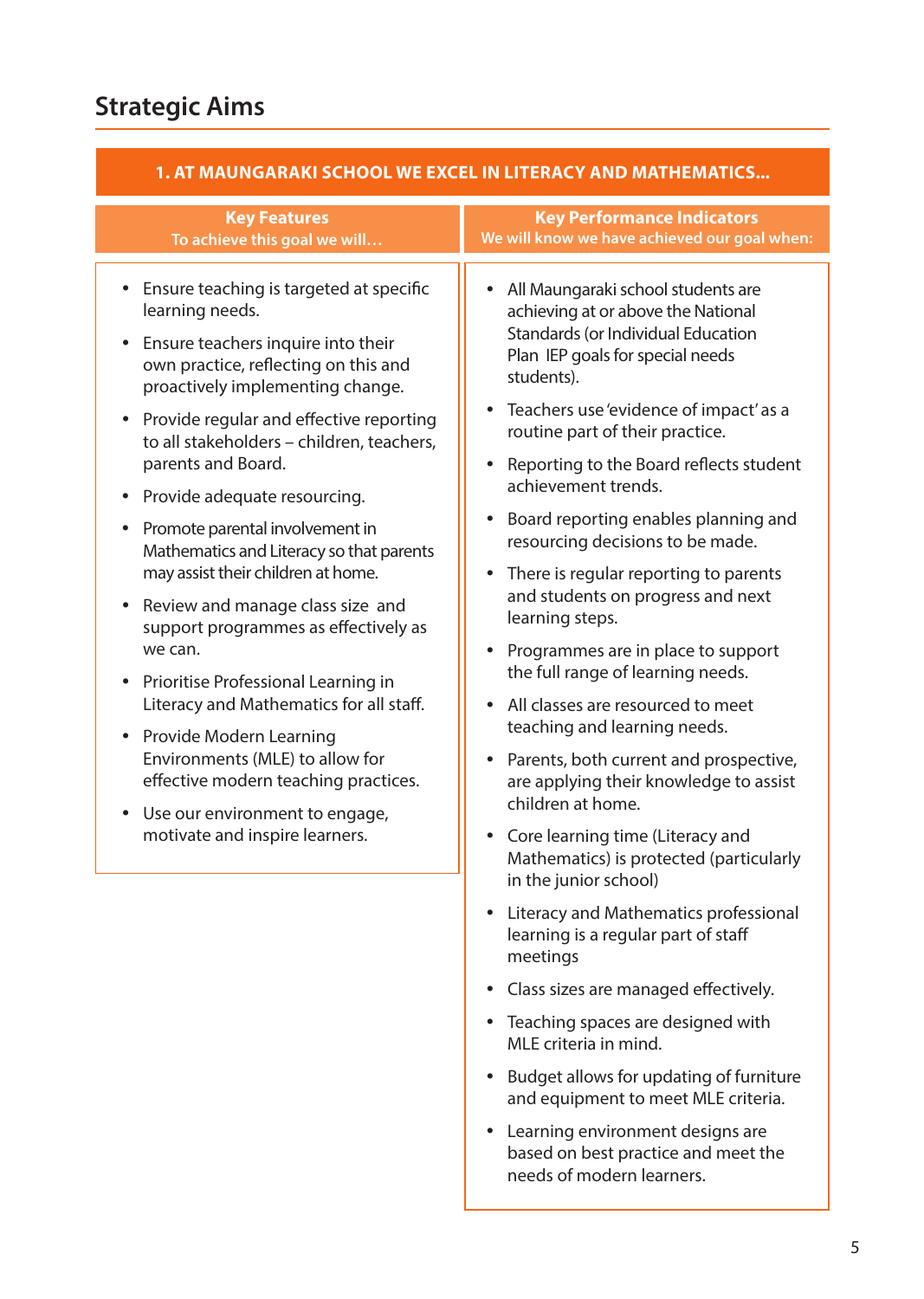## Strategic Aims

### 1. AT MAUNGARAKI SCHOOL WE EXCEL IN LITERACY AND MATHEMATICS…

#### Key Features
**To achieve this goal we will…**

- Ensure teaching is targeted at specific learning needs.
- Ensure teachers inquire into their own practice, reflecting on this and proactively implementing change.
- Provide regular and effective reporting to all stakeholders – children, teachers, parents and Board.
- Provide adequate resourcing.
- Promote parental involvement in Mathematics and Literacy so that parents may assist their children at home.
- Review and manage class size and support programmes as effectively as we can.
- Prioritise Professional Learning in Literacy and Mathematics for all staff.
- Provide Modern Learning Environments (MLE) to allow for effective modern teaching practices.
- Use our environment to engage, motivate and inspire learners.

#### Key Performance Indicators
**We will know we have achieved our goal when:**

- All Maungaraki school students are achieving at or above the National Standards (or Individual Education Plan IEP goals for special needs students).
- Teachers use 'evidence of impact' as a routine part of their practice.
- Reporting to the Board reflects student achievement trends.
- Board reporting enables planning and resourcing decisions to be made.
- There is regular reporting to parents and students on progress and next learning steps.
- Programmes are in place to support the full range of learning needs.
- All classes are resourced to meet teaching and learning needs.
- Parents, both current and prospective, are applying their knowledge to assist children at home.
- Core learning time (Literacy and Mathematics) is protected (particularly in the junior school)
- Literacy and Mathematics professional learning is a regular part of staff meetings
- Class sizes are managed effectively.
- Teaching spaces are designed with MLE criteria in mind.
- Budget allows for updating of furniture and equipment to meet MLE criteria.
- Learning environment designs are based on best practice and meet the needs of modern learners.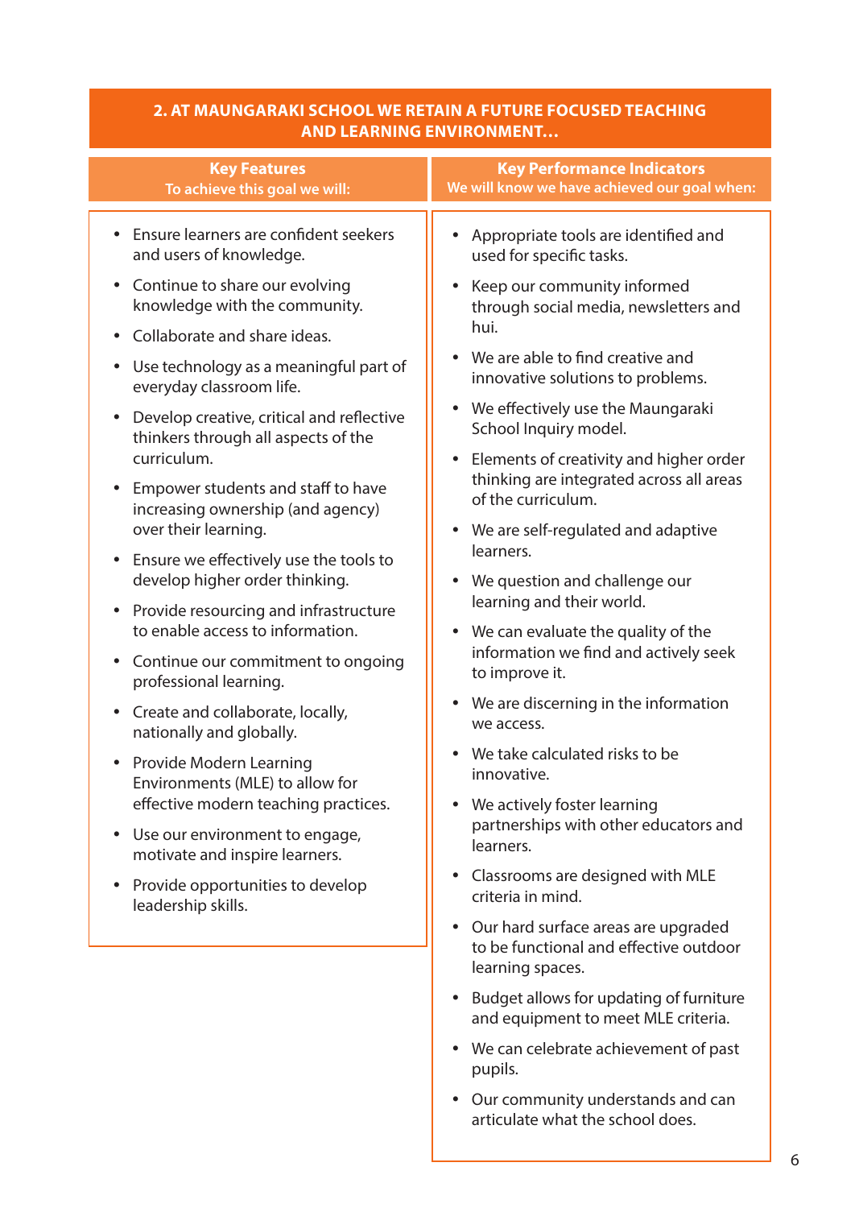## 2. AT MAUNGARAKI SCHOOL WE RETAIN A FUTURE FOCUSED TEACHING AND LEARNING ENVIRONMENT...

### Key Features
**To achieve this goal we will:**

- Ensure learners are confident seekers and users of knowledge.
- Continue to share our evolving knowledge with the community.
- Collaborate and share ideas.
- Use technology as a meaningful part of everyday classroom life.
- Develop creative, critical and reflective thinkers through all aspects of the curriculum.
- Empower students and staff to have increasing ownership (and agency) over their learning.
- Ensure we effectively use the tools to develop higher order thinking.
- Provide resourcing and infrastructure to enable access to information.
- Continue our commitment to ongoing professional learning.
- Create and collaborate, locally, nationally and globally.
- Provide Modern Learning Environments (MLE) to allow for effective modern teaching practices.
- Use our environment to engage, motivate and inspire learners.
- Provide opportunities to develop leadership skills.

### Key Performance Indicators
**We will know we have achieved our goal when:**

- Appropriate tools are identified and used for specific tasks.
- Keep our community informed through social media, newsletters and hui.
- We are able to find creative and innovative solutions to problems.
- We effectively use the Maungaraki School Inquiry model.
- Elements of creativity and higher order thinking are integrated across all areas of the curriculum.
- We are self-regulated and adaptive learners.
- We question and challenge our learning and their world.
- We can evaluate the quality of the information we find and actively seek to improve it.
- We are discerning in the information we access.
- We take calculated risks to be innovative.
- We actively foster learning partnerships with other educators and learners.
- Classrooms are designed with MLE criteria in mind.
- Our hard surface areas are upgraded to be functional and effective outdoor learning spaces.
- Budget allows for updating of furniture and equipment to meet MLE criteria.
- We can celebrate achievement of past pupils.
- Our community understands and can articulate what the school does.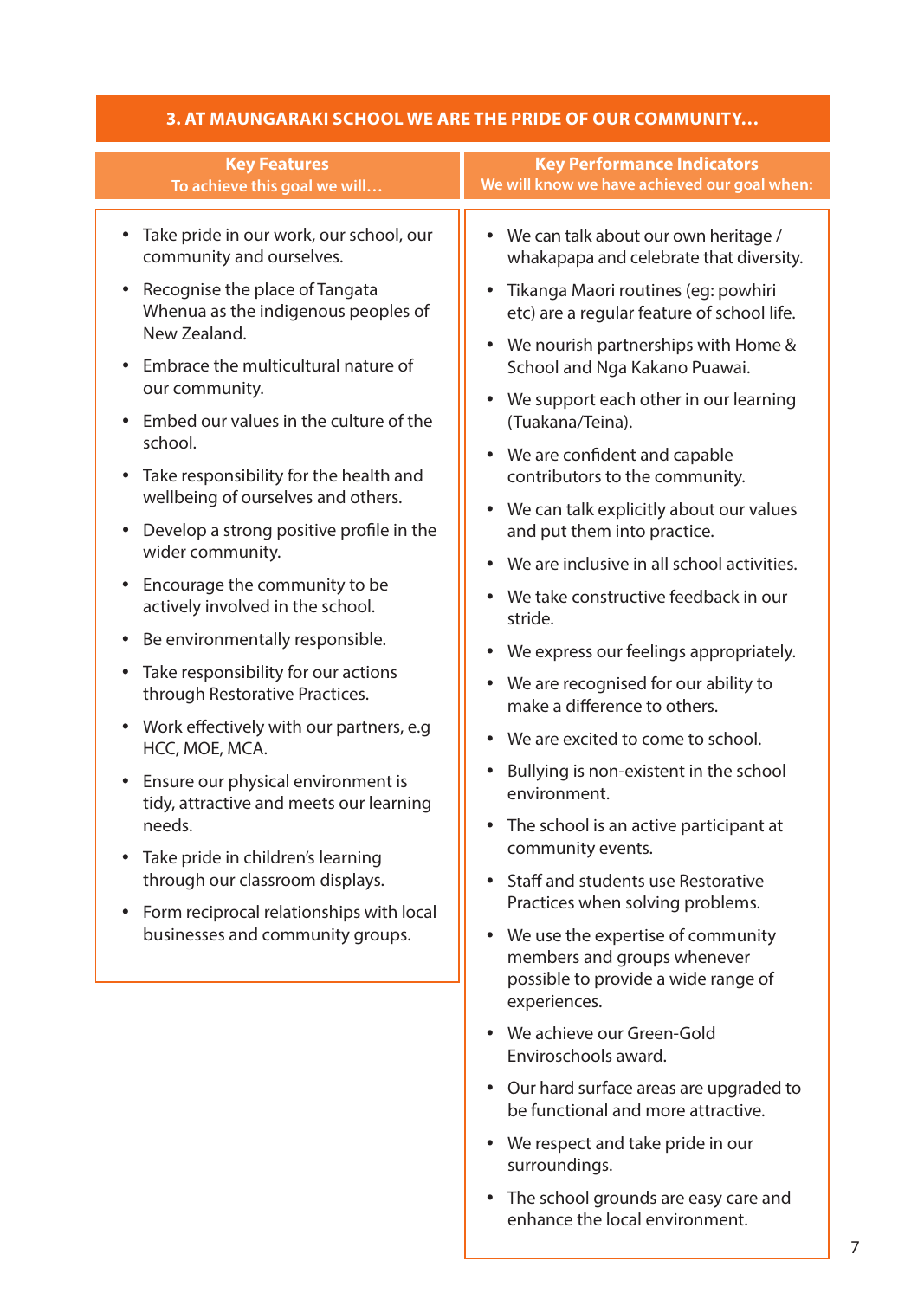## 3. AT MAUNGARAKI SCHOOL WE ARE THE PRIDE OF OUR COMMUNITY…

### Key Features
**To achieve this goal we will…**

- Take pride in our work, our school, our community and ourselves.
- Recognise the place of Tangata Whenua as the indigenous peoples of New Zealand.
- Embrace the multicultural nature of our community.
- Embed our values in the culture of the school.
- Take responsibility for the health and wellbeing of ourselves and others.
- Develop a strong positive profile in the wider community.
- Encourage the community to be actively involved in the school.
- Be environmentally responsible.
- Take responsibility for our actions through Restorative Practices.
- Work effectively with our partners, e.g HCC, MOE, MCA.
- Ensure our physical environment is tidy, attractive and meets our learning needs.
- Take pride in children's learning through our classroom displays.
- Form reciprocal relationships with local businesses and community groups.

### Key Performance Indicators
**We will know we have achieved our goal when:**

- We can talk about our own heritage / whakapapa and celebrate that diversity.
- Tikanga Maori routines (eg: powhiri etc) are a regular feature of school life.
- We nourish partnerships with Home & School and Nga Kakano Puawai.
- We support each other in our learning (Tuakana/Teina).
- We are confident and capable contributors to the community.
- We can talk explicitly about our values and put them into practice.
- We are inclusive in all school activities.
- We take constructive feedback in our stride.
- We express our feelings appropriately.
- We are recognised for our ability to make a difference to others.
- We are excited to come to school.
- Bullying is non-existent in the school environment.
- The school is an active participant at community events.
- Staff and students use Restorative Practices when solving problems.
- We use the expertise of community members and groups whenever possible to provide a wide range of experiences.
- We achieve our Green-Gold Enviroschools award.
- Our hard surface areas are upgraded to be functional and more attractive.
- We respect and take pride in our surroundings.
- The school grounds are easy care and enhance the local environment.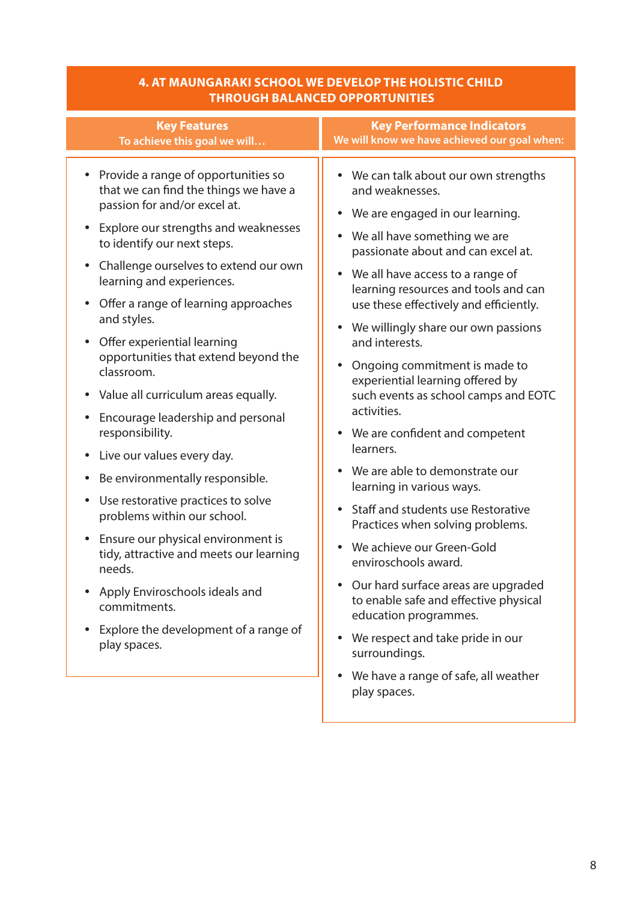## 4. AT MAUNGARAKI SCHOOL WE DEVELOP THE HOLISTIC CHILD THROUGH BALANCED OPPORTUNITIES

### Key Features
**To achieve this goal we will…**

- Provide a range of opportunities so that we can find the things we have a passion for and/or excel at.
- Explore our strengths and weaknesses to identify our next steps.
- Challenge ourselves to extend our own learning and experiences.
- Offer a range of learning approaches and styles.
- Offer experiential learning opportunities that extend beyond the classroom.
- Value all curriculum areas equally.
- Encourage leadership and personal responsibility.
- Live our values every day.
- Be environmentally responsible.
- Use restorative practices to solve problems within our school.
- Ensure our physical environment is tidy, attractive and meets our learning needs.
- Apply Enviroschools ideals and commitments.
- Explore the development of a range of play spaces.

### Key Performance Indicators
**We will know we have achieved our goal when:**

- We can talk about our own strengths and weaknesses.
- We are engaged in our learning.
- We all have something we are passionate about and can excel at.
- We all have access to a range of learning resources and tools and can use these effectively and efficiently.
- We willingly share our own passions and interests.
- Ongoing commitment is made to experiential learning offered by such events as school camps and EOTC activities.
- We are confident and competent learners.
- We are able to demonstrate our learning in various ways.
- Staff and students use Restorative Practices when solving problems.
- We achieve our Green-Gold enviroschools award.
- Our hard surface areas are upgraded to enable safe and effective physical education programmes.
- We respect and take pride in our surroundings.
- We have a range of safe, all weather play spaces.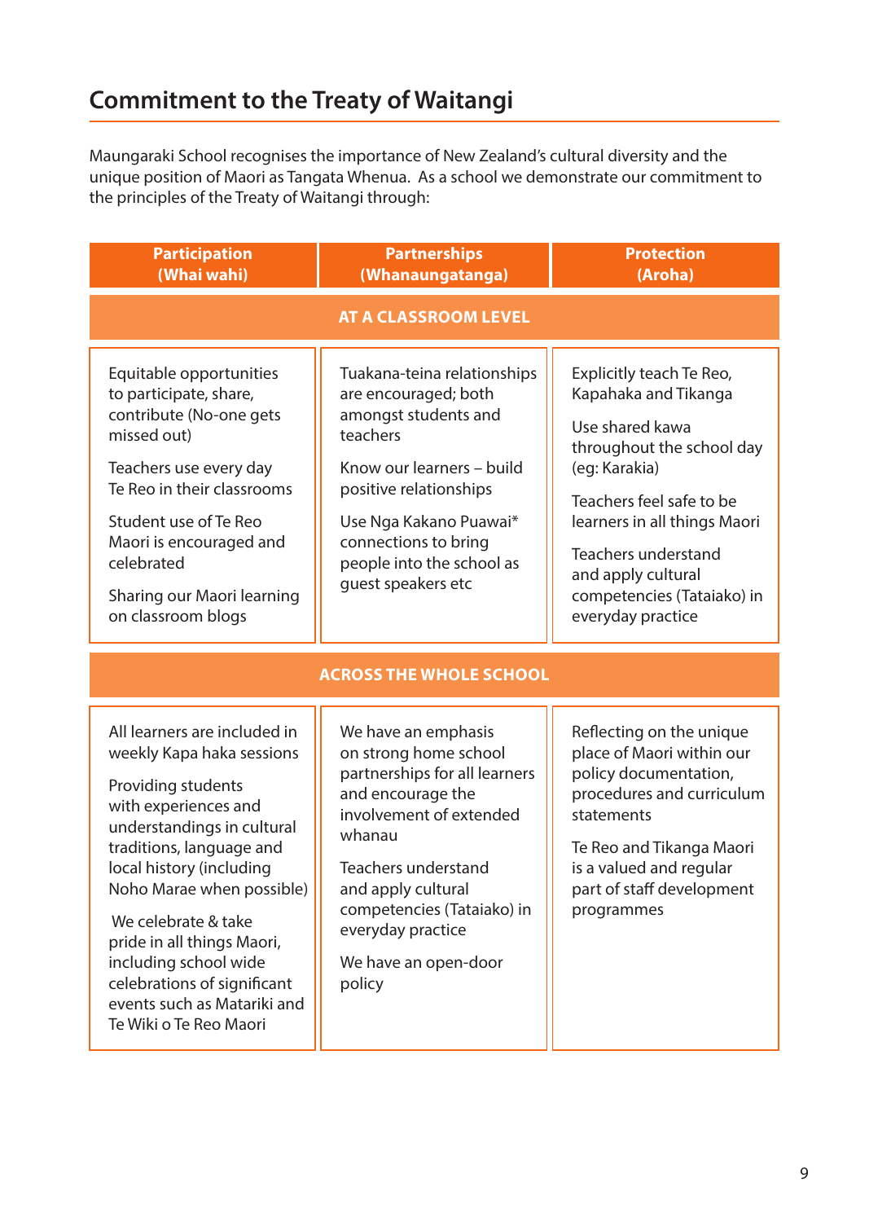## Commitment to the Treaty of Waitangi

Maungaraki School recognises the importance of New Zealand's cultural diversity and the unique position of Maori as Tangata Whenua. As a school we demonstrate our commitment to the principles of the Treaty of Waitangi through:

| Participation (Whai wahi) | Partnerships (Whanaungatanga) | Protection (Aroha) |
| --- | --- | --- |
| **AT A CLASSROOM LEVEL** | | |
| Equitable opportunities to participate, share, contribute (No-one gets missed out)<br><br>Teachers use every day Te Reo in their classrooms<br><br>Student use of Te Reo Maori is encouraged and celebrated<br><br>Sharing our Maori learning on classroom blogs | Tuakana-teina relationships are encouraged; both amongst students and teachers<br><br>Know our learners – build positive relationships<br><br>Use Nga Kakano Puawai* connections to bring people into the school as guest speakers etc | Explicitly teach Te Reo, Kapahaka and Tikanga<br><br>Use shared kawa throughout the school day (eg: Karakia)<br><br>Teachers feel safe to be learners in all things Maori<br><br>Teachers understand and apply cultural competencies (Tataiako) in everyday practice |
| **ACROSS THE WHOLE SCHOOL** | | |
| All learners are included in weekly Kapa haka sessions<br><br>Providing students with experiences and understandings in cultural traditions, language and local history (including Noho Marae when possible)<br><br>We celebrate & take pride in all things Maori, including school wide celebrations of significant events such as Matariki and Te Wiki o Te Reo Maori | We have an emphasis on strong home school partnerships for all learners and encourage the involvement of extended whanau<br><br>Teachers understand and apply cultural competencies (Tataiako) in everyday practice<br><br>We have an open-door policy | Reflecting on the unique place of Maori within our policy documentation, procedures and curriculum statements<br><br>Te Reo and Tikanga Maori is a valued and regular part of staff development programmes |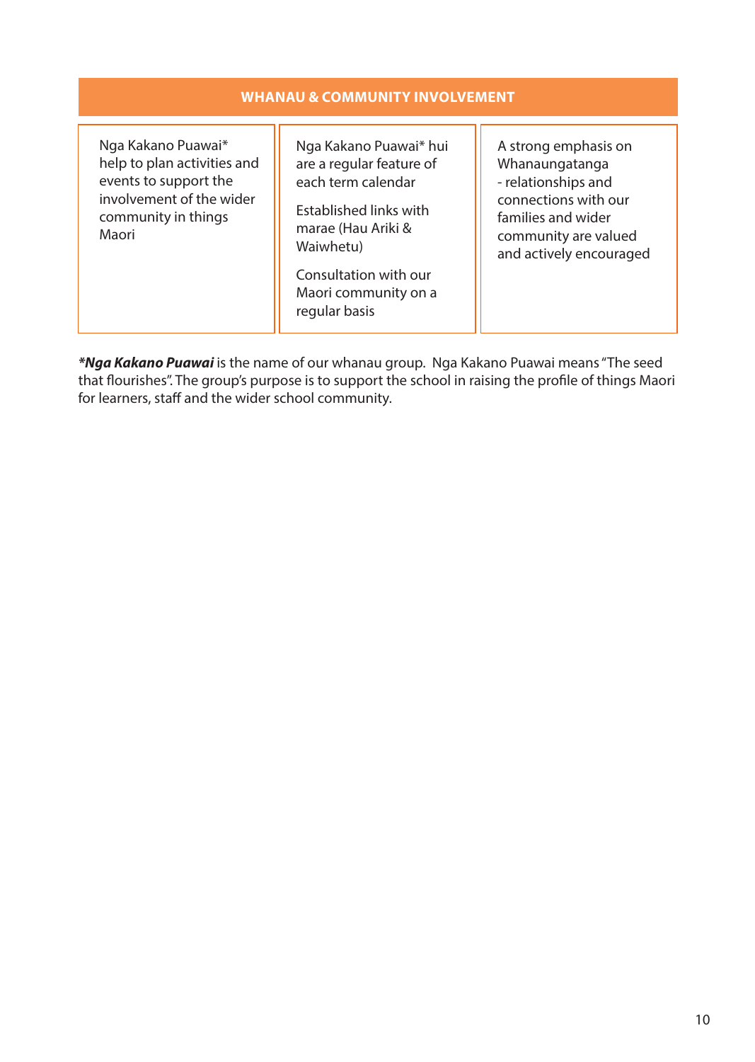| WHANAU & COMMUNITY INVOLVEMENT | | |
|---|---|---|
| Nga Kakano Puawai* help to plan activities and events to support the involvement of the wider community in things Maori | Nga Kakano Puawai* hui are a regular feature of each term calendar<br><br>Established links with marae (Hau Ariki & Waiwhetu)<br><br>Consultation with our Maori community on a regular basis | A strong emphasis on Whanaungatanga - relationships and connections with our families and wider community are valued and actively encouraged |

***Nga Kakano Puawai** is the name of our whanau group. Nga Kakano Puawai means "The seed that flourishes". The group's purpose is to support the school in raising the profile of things Maori for learners, staff and the wider school community.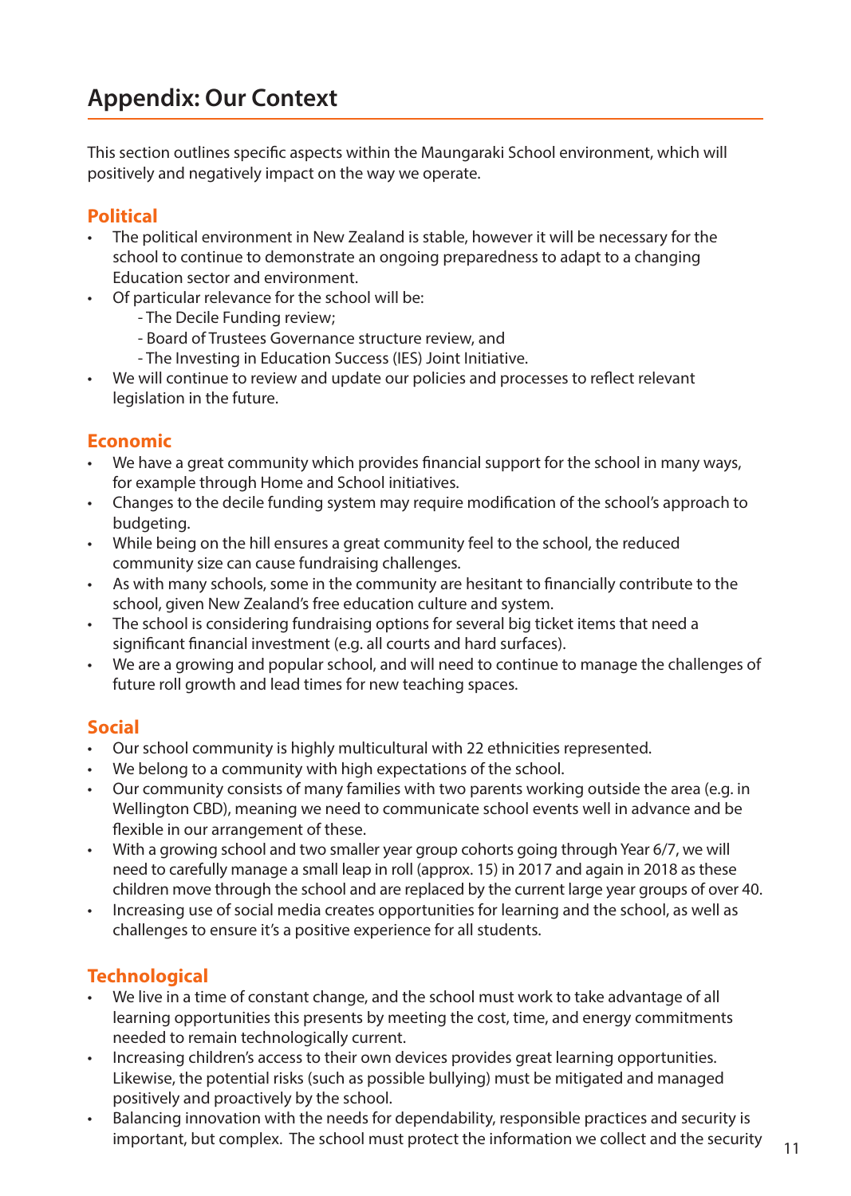# Appendix: Our Context

This section outlines specific aspects within the Maungaraki School environment, which will positively and negatively impact on the way we operate.

## Political

- The political environment in New Zealand is stable, however it will be necessary for the school to continue to demonstrate an ongoing preparedness to adapt to a changing Education sector and environment.
- Of particular relevance for the school will be:
  - The Decile Funding review;
  - Board of Trustees Governance structure review, and
  - The Investing in Education Success (IES) Joint Initiative.
- We will continue to review and update our policies and processes to reflect relevant legislation in the future.

## Economic

- We have a great community which provides financial support for the school in many ways, for example through Home and School initiatives.
- Changes to the decile funding system may require modification of the school's approach to budgeting.
- While being on the hill ensures a great community feel to the school, the reduced community size can cause fundraising challenges.
- As with many schools, some in the community are hesitant to financially contribute to the school, given New Zealand's free education culture and system.
- The school is considering fundraising options for several big ticket items that need a significant financial investment (e.g. all courts and hard surfaces).
- We are a growing and popular school, and will need to continue to manage the challenges of future roll growth and lead times for new teaching spaces.

## Social

- Our school community is highly multicultural with 22 ethnicities represented.
- We belong to a community with high expectations of the school.
- Our community consists of many families with two parents working outside the area (e.g. in Wellington CBD), meaning we need to communicate school events well in advance and be flexible in our arrangement of these.
- With a growing school and two smaller year group cohorts going through Year 6/7, we will need to carefully manage a small leap in roll (approx. 15) in 2017 and again in 2018 as these children move through the school and are replaced by the current large year groups of over 40.
- Increasing use of social media creates opportunities for learning and the school, as well as challenges to ensure it's a positive experience for all students.

## Technological

- We live in a time of constant change, and the school must work to take advantage of all learning opportunities this presents by meeting the cost, time, and energy commitments needed to remain technologically current.
- Increasing children's access to their own devices provides great learning opportunities. Likewise, the potential risks (such as possible bullying) must be mitigated and managed positively and proactively by the school.
- Balancing innovation with the needs for dependability, responsible practices and security is important, but complex. The school must protect the information we collect and the security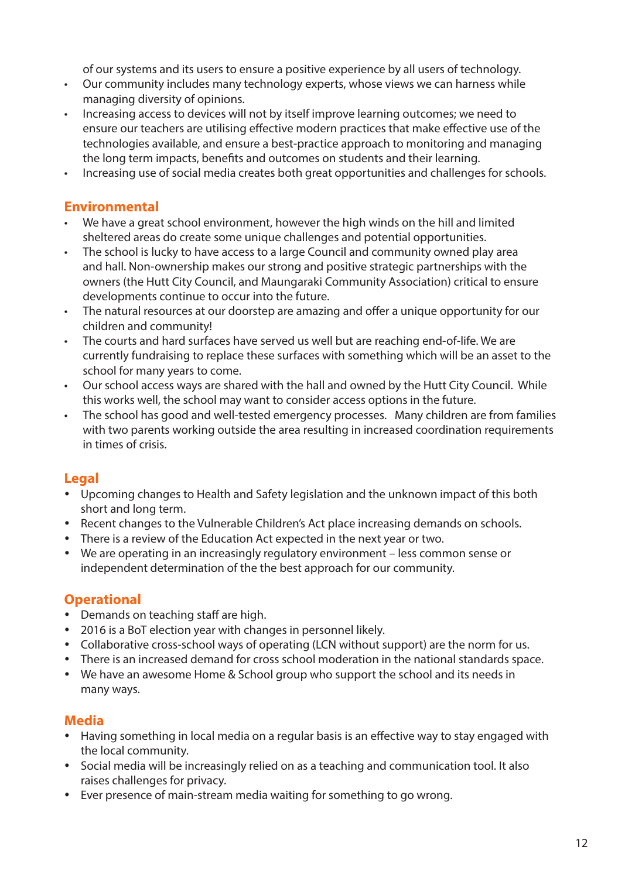of our systems and its users to ensure a positive experience by all users of technology.

- Our community includes many technology experts, whose views we can harness while managing diversity of opinions.
- Increasing access to devices will not by itself improve learning outcomes; we need to ensure our teachers are utilising effective modern practices that make effective use of the technologies available, and ensure a best-practice approach to monitoring and managing the long term impacts, benefits and outcomes on students and their learning.
- Increasing use of social media creates both great opportunities and challenges for schools.

## Environmental

- We have a great school environment, however the high winds on the hill and limited sheltered areas do create some unique challenges and potential opportunities.
- The school is lucky to have access to a large Council and community owned play area and hall. Non-ownership makes our strong and positive strategic partnerships with the owners (the Hutt City Council, and Maungaraki Community Association) critical to ensure developments continue to occur into the future.
- The natural resources at our doorstep are amazing and offer a unique opportunity for our children and community!
- The courts and hard surfaces have served us well but are reaching end-of-life. We are currently fundraising to replace these surfaces with something which will be an asset to the school for many years to come.
- Our school access ways are shared with the hall and owned by the Hutt City Council. While this works well, the school may want to consider access options in the future.
- The school has good and well-tested emergency processes. Many children are from families with two parents working outside the area resulting in increased coordination requirements in times of crisis.

## Legal

- Upcoming changes to Health and Safety legislation and the unknown impact of this both short and long term.
- Recent changes to the Vulnerable Children's Act place increasing demands on schools.
- There is a review of the Education Act expected in the next year or two.
- We are operating in an increasingly regulatory environment – less common sense or independent determination of the the best approach for our community.

## Operational

- Demands on teaching staff are high.
- 2016 is a BoT election year with changes in personnel likely.
- Collaborative cross-school ways of operating (LCN without support) are the norm for us.
- There is an increased demand for cross school moderation in the national standards space.
- We have an awesome Home & School group who support the school and its needs in many ways.

## Media

- Having something in local media on a regular basis is an effective way to stay engaged with the local community.
- Social media will be increasingly relied on as a teaching and communication tool. It also raises challenges for privacy.
- Ever presence of main-stream media waiting for something to go wrong.